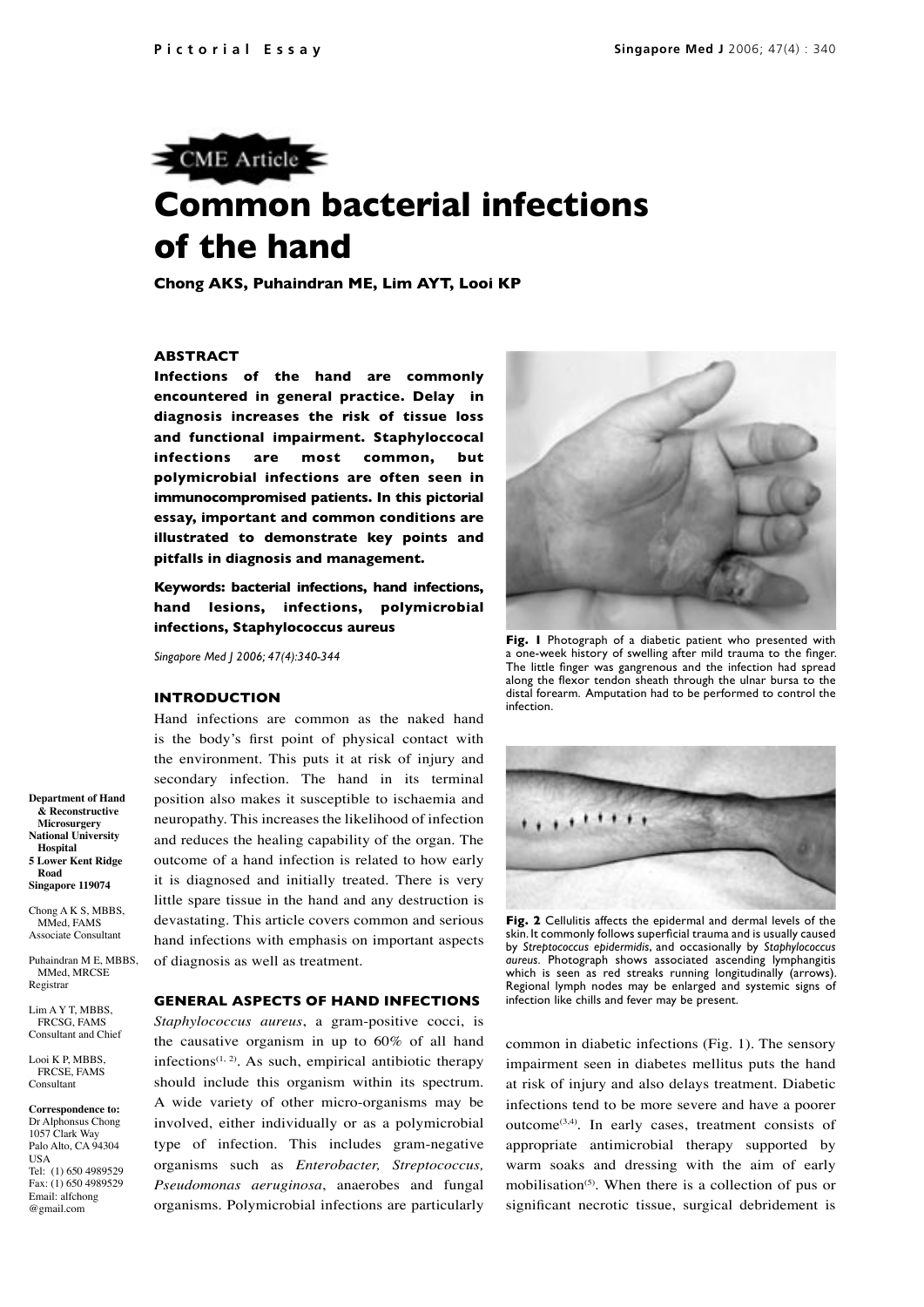CME Article

# Common bacterial infections of the hand

**Chong AKS, Puhaindran ME, Lim AYT, Looi KP**

## ABSTRACT

**Infections of the hand are commonly encountered in general practice. Delay in diagnosis increases the risk of tissue loss and functional impairment. Staphyloccocal infections are most common, but polymicrobial infections are often seen in immunocompromised patients. In this pictorial essay, important and common conditions are illustrated to demonstrate key points and pitfalls in diagnosis and management.**

**Keywords: bacterial infections, hand infections, hand lesions, infections, polymicrobial infections, Staphylococcus aureus**

*Singapore Med J 2006; 47(4):340-344*

Department of Hand & Reconstructive Microsurgery
National University Hospital
5 Lower Kent Ridge Road
Singapore 119074

Chong A K S, MBBS, MMed, FAMS
Associate Consultant

Puhaindran M E, MBBS, MMed, MRCSE
Registrar

Lim A Y T, MBBS, FRCSG, FAMS
Consultant and Chief

Looi K P, MBBS, FRCSE, FAMS
Consultant

**Correspondence to:**
Dr Alphonsus Chong
1057 Clark Way
Palo Alto, CA 94304
USA
Tel: (1) 650 4989529
Fax: (1) 650 4989529
Email: alfchong@gmail.com

## INTRODUCTION

Hand infections are common as the naked hand is the body's first point of physical contact with the environment. This puts it at risk of injury and secondary infection. The hand in its terminal position also makes it susceptible to ischaemia and neuropathy. This increases the likelihood of infection and reduces the healing capability of the organ. The outcome of a hand infection is related to how early it is diagnosed and initially treated. There is very little spare tissue in the hand and any destruction is devastating. This article covers common and serious hand infections with emphasis on important aspects of diagnosis as well as treatment.

## GENERAL ASPECTS OF HAND INFECTIONS

*Staphylococcus aureus*, a gram-positive cocci, is the causative organism in up to 60% of all hand infections[1, 2]. As such, empirical antibiotic therapy should include this organism within its spectrum. A wide variety of other micro-organisms may be involved, either individually or as a polymicrobial type of infection. This includes gram-negative organisms such as *Enterobacter, Streptococcus, Pseudomonas aeruginosa*, anaerobes and fungal organisms. Polymicrobial infections are particularly common in diabetic infections (Fig. 1). The sensory impairment seen in diabetes mellitus puts the hand at risk of injury and also delays treatment. Diabetic infections tend to be more severe and have a poorer outcome[3,4]. In early cases, treatment consists of appropriate antimicrobial therapy supported by warm soaks and dressing with the aim of early mobilisation[5]. When there is a collection of pus or significant necrotic tissue, surgical debridement is

**Fig. 1** Photograph of a diabetic patient who presented with a one-week history of swelling after mild trauma to the finger. The little finger was gangrenous and the infection had spread along the flexor tendon sheath through the ulnar bursa to the distal forearm. Amputation had to be performed to control the infection.

**Fig. 2** Cellulitis affects the epidermal and dermal levels of the skin. It commonly follows superficial trauma and is usually caused by *Streptococcus epidermidis*, and occasionally by *Staphylococcus aureus*. Photograph shows associated ascending lymphangitis which is seen as red streaks running longitudinally (arrows). Regional lymph nodes may be enlarged and systemic signs of infection like chills and fever may be present.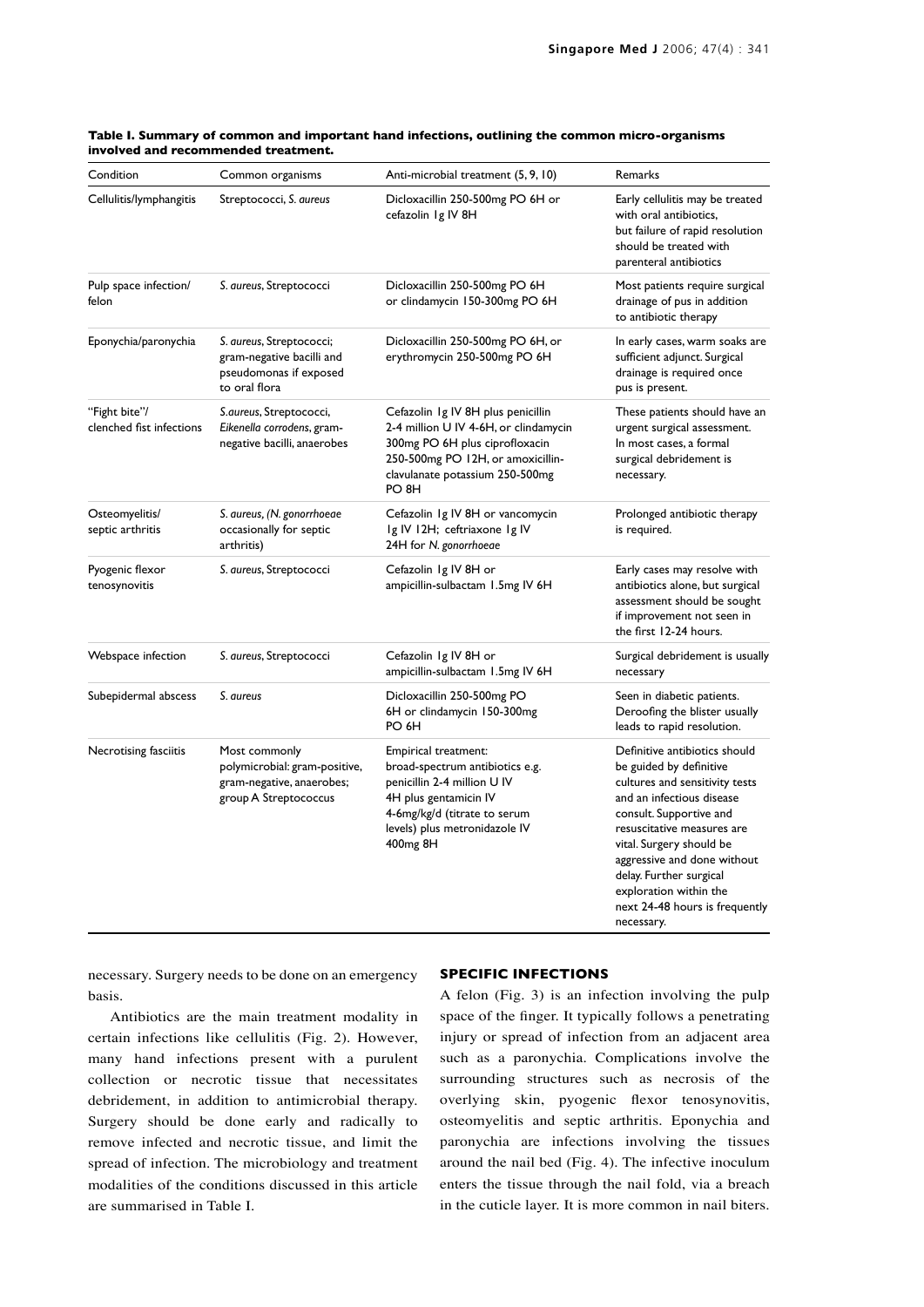**Table I. Summary of common and important hand infections, outlining the common micro-organisms involved and recommended treatment.**

| Condition | Common organisms | Anti-microbial treatment (5, 9, 10) | Remarks |
|---|---|---|---|
| Cellulitis/lymphangitis | Streptococci, *S. aureus* | Dicloxacillin 250-500mg PO 6H or cefazolin 1g IV 8H | Early cellulitis may be treated with oral antibiotics, but failure of rapid resolution should be treated with parenteral antibiotics |
| Pulp space infection/ felon | *S. aureus*, Streptococci | Dicloxacillin 250-500mg PO 6H or clindamycin 150-300mg PO 6H | Most patients require surgical drainage of pus in addition to antibiotic therapy |
| Eponychia/paronychia | *S. aureus*, Streptococci; gram-negative bacilli and pseudomonas if exposed to oral flora | Dicloxacillin 250-500mg PO 6H, or erythromycin 250-500mg PO 6H | In early cases, warm soaks are sufficient adjunct. Surgical drainage is required once pus is present. |
| "Fight bite"/ clenched fist infections | *S.aureus*, Streptococci, *Eikenella corrodens*, gram-negative bacilli, anaerobes | Cefazolin 1g IV 8H plus penicillin 2-4 million U IV 4-6H, or clindamycin 300mg PO 6H plus ciprofloxacin 250-500mg PO 12H, or amoxicillin-clavulanate potassium 250-500mg PO 8H | These patients should have an urgent surgical assessment. In most cases, a formal surgical debridement is necessary. |
| Osteomyelitis/ septic arthritis | *S. aureus*, (*N. gonorrhoeae* occasionally for septic arthritis) | Cefazolin 1g IV 8H or vancomycin 1g IV 12H; ceftriaxone 1g IV 24H for *N. gonorrhoeae* | Prolonged antibiotic therapy is required. |
| Pyogenic flexor tenosynovitis | *S. aureus*, Streptococci | Cefazolin 1g IV 8H or ampicillin-sulbactam 1.5mg IV 6H | Early cases may resolve with antibiotics alone, but surgical assessment should be sought if improvement not seen in the first 12-24 hours. |
| Webspace infection | *S. aureus*, Streptococci | Cefazolin 1g IV 8H or ampicillin-sulbactam 1.5mg IV 6H | Surgical debridement is usually necessary |
| Subepidermal abscess | *S. aureus* | Dicloxacillin 250-500mg PO 6H or clindamycin 150-300mg PO 6H | Seen in diabetic patients. Deroofing the blister usually leads to rapid resolution. |
| Necrotising fasciitis | Most commonly polymicrobial: gram-positive, gram-negative, anaerobes; group A Streptococcus | Empirical treatment: broad-spectrum antibiotics e.g. penicillin 2-4 million U IV 4H plus gentamicin IV 4-6mg/kg/d (titrate to serum levels) plus metronidazole IV 400mg 8H | Definitive antibiotics should be guided by definitive cultures and sensitivity tests and an infectious disease consult. Supportive and resuscitative measures are vital. Surgery should be aggressive and done without delay. Further surgical exploration within the next 24-48 hours is frequently necessary. |

necessary. Surgery needs to be done on an emergency basis.

Antibiotics are the main treatment modality in certain infections like cellulitis (Fig. 2). However, many hand infections present with a purulent collection or necrotic tissue that necessitates debridement, in addition to antimicrobial therapy. Surgery should be done early and radically to remove infected and necrotic tissue, and limit the spread of infection. The microbiology and treatment modalities of the conditions discussed in this article are summarised in Table I.

## SPECIFIC INFECTIONS

A felon (Fig. 3) is an infection involving the pulp space of the finger. It typically follows a penetrating injury or spread of infection from an adjacent area such as a paronychia. Complications involve the surrounding structures such as necrosis of the overlying skin, pyogenic flexor tenosynovitis, osteomyelitis and septic arthritis. Eponychia and paronychia are infections involving the tissues around the nail bed (Fig. 4). The infective inoculum enters the tissue through the nail fold, via a breach in the cuticle layer. It is more common in nail biters.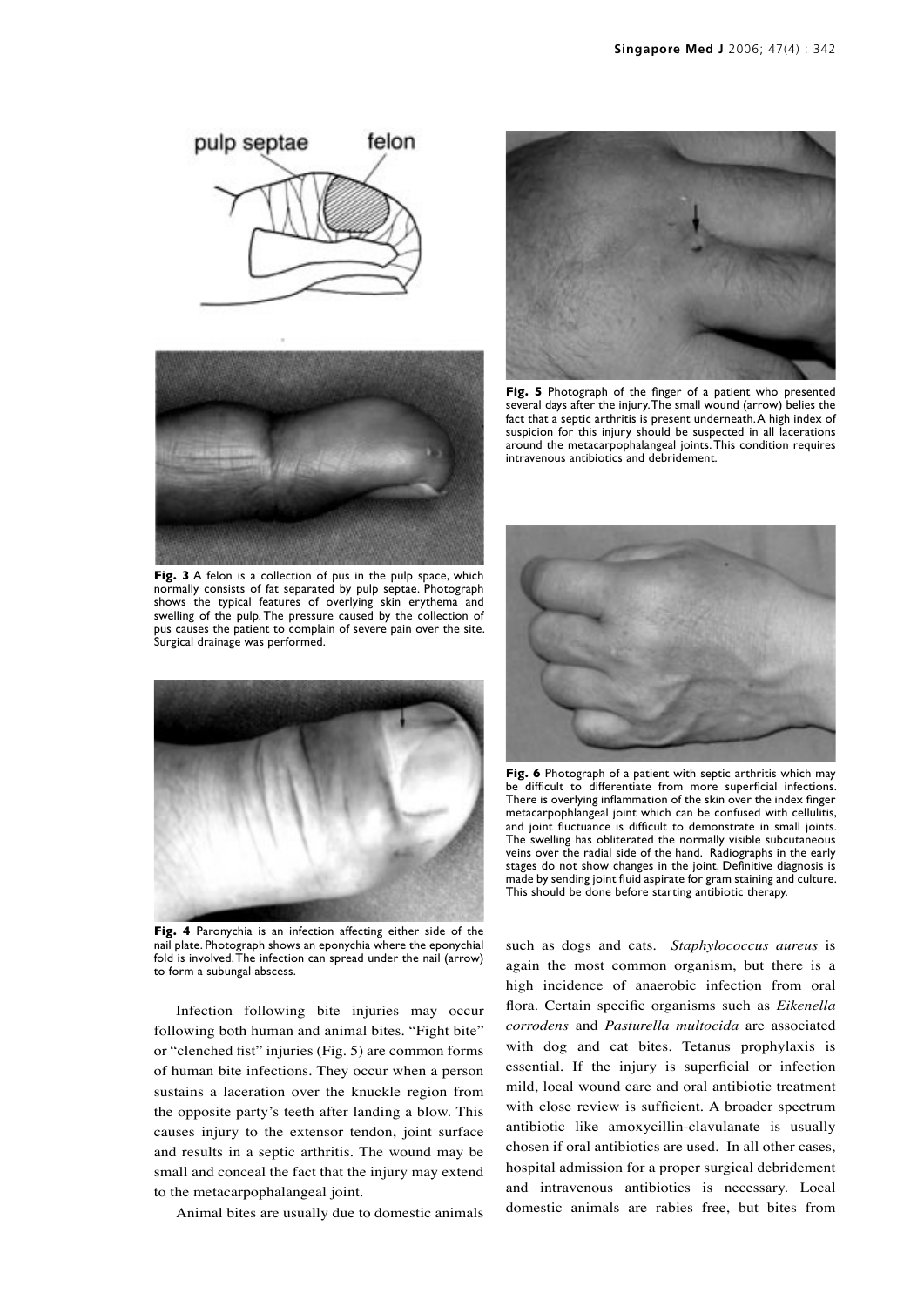pulp septae felon

**Fig. 3** A felon is a collection of pus in the pulp space, which normally consists of fat separated by pulp septae. Photograph shows the typical features of overlying skin erythema and swelling of the pulp. The pressure caused by the collection of pus causes the patient to complain of severe pain over the site. Surgical drainage was performed.

**Fig. 4** Paronychia is an infection affecting either side of the nail plate. Photograph shows an eponychia where the eponychial fold is involved. The infection can spread under the nail (arrow) to form a subungal abscess.

Infection following bite injuries may occur following both human and animal bites. "Fight bite" or "clenched fist" injuries (Fig. 5) are common forms of human bite infections. They occur when a person sustains a laceration over the knuckle region from the opposite party's teeth after landing a blow. This causes injury to the extensor tendon, joint surface and results in a septic arthritis. The wound may be small and conceal the fact that the injury may extend to the metacarpophalangeal joint.

Animal bites are usually due to domestic animals such as dogs and cats. *Staphylococcus aureus* is again the most common organism, but there is a high incidence of anaerobic infection from oral flora. Certain specific organisms such as *Eikenella corrodens* and *Pasturella multocida* are associated with dog and cat bites. Tetanus prophylaxis is essential. If the injury is superficial or infection mild, local wound care and oral antibiotic treatment with close review is sufficient. A broader spectrum antibiotic like amoxycillin-clavulanate is usually chosen if oral antibiotics are used. In all other cases, hospital admission for a proper surgical debridement and intravenous antibiotics is necessary. Local domestic animals are rabies free, but bites from

**Fig. 5** Photograph of the finger of a patient who presented several days after the injury. The small wound (arrow) belies the fact that a septic arthritis is present underneath. A high index of suspicion for this injury should be suspected in all lacerations around the metacarpophalangeal joints. This condition requires intravenous antibiotics and debridement.

**Fig. 6** Photograph of a patient with septic arthritis which may be difficult to differentiate from more superficial infections. There is overlying inflammation of the skin over the index finger metacarpophlangeal joint which can be confused with cellulitis, and joint fluctuance is difficult to demonstrate in small joints. The swelling has obliterated the normally visible subcutaneous veins over the radial side of the hand. Radiographs in the early stages do not show changes in the joint. Definitive diagnosis is made by sending joint fluid aspirate for gram staining and culture. This should be done before starting antibiotic therapy.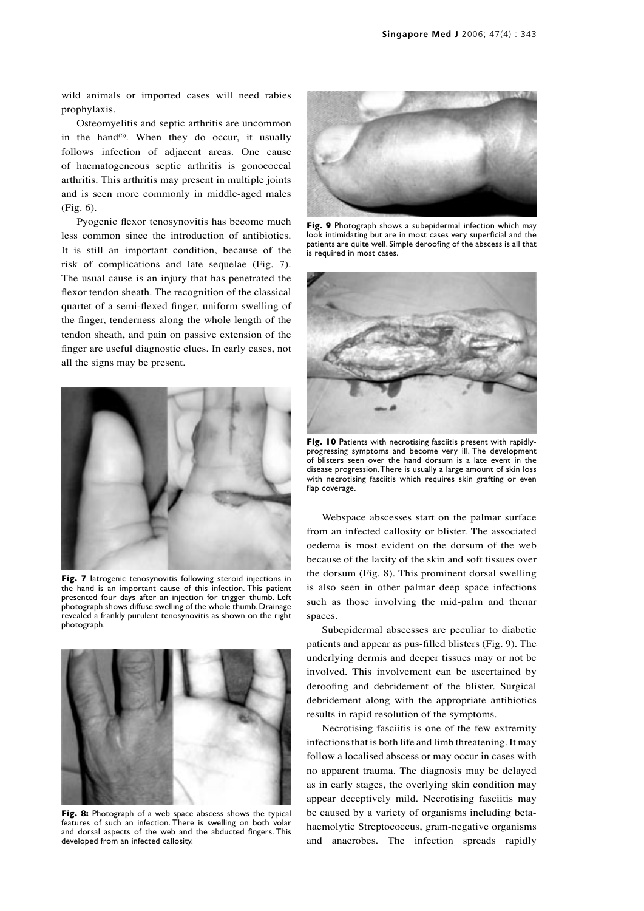wild animals or imported cases will need rabies prophylaxis.

Osteomyelitis and septic arthritis are uncommon in the hand[6]. When they do occur, it usually follows infection of adjacent areas. One cause of haematogeneous septic arthritis is gonococcal arthritis. This arthritis may present in multiple joints and is seen more commonly in middle-aged males (Fig. 6).

Pyogenic flexor tenosynovitis has become much less common since the introduction of antibiotics. It is still an important condition, because of the risk of complications and late sequelae (Fig. 7). The usual cause is an injury that has penetrated the flexor tendon sheath. The recognition of the classical quartet of a semi-flexed finger, uniform swelling of the finger, tenderness along the whole length of the tendon sheath, and pain on passive extension of the finger are useful diagnostic clues. In early cases, not all the signs may be present.

**Fig. 7** Iatrogenic tenosynovitis following steroid injections in the hand is an important cause of this infection. This patient presented four days after an injection for trigger thumb. Left photograph shows diffuse swelling of the whole thumb. Drainage revealed a frankly purulent tenosynovitis as shown on the right photograph.

**Fig. 8:** Photograph of a web space abscess shows the typical features of such an infection. There is swelling on both volar and dorsal aspects of the web and the abducted fingers. This developed from an infected callosity.

**Fig. 9** Photograph shows a subepidermal infection which may look intimidating but are in most cases very superficial and the patients are quite well. Simple deroofing of the abscess is all that is required in most cases.

**Fig. 10** Patients with necrotising fasciitis present with rapidly-progressing symptoms and become very ill. The development of blisters seen over the hand dorsum is a late event in the disease progression. There is usually a large amount of skin loss with necrotising fasciitis which requires skin grafting or even flap coverage.

Webspace abscesses start on the palmar surface from an infected callosity or blister. The associated oedema is most evident on the dorsum of the web because of the laxity of the skin and soft tissues over the dorsum (Fig. 8). This prominent dorsal swelling is also seen in other palmar deep space infections such as those involving the mid-palm and thenar spaces.

Subepidermal abscesses are peculiar to diabetic patients and appear as pus-filled blisters (Fig. 9). The underlying dermis and deeper tissues may or not be involved. This involvement can be ascertained by deroofing and debridement of the blister. Surgical debridement along with the appropriate antibiotics results in rapid resolution of the symptoms.

Necrotising fasciitis is one of the few extremity infections that is both life and limb threatening. It may follow a localised abscess or may occur in cases with no apparent trauma. The diagnosis may be delayed as in early stages, the overlying skin condition may appear deceptively mild. Necrotising fasciitis may be caused by a variety of organisms including beta-haemolytic Streptococcus, gram-negative organisms and anaerobes. The infection spreads rapidly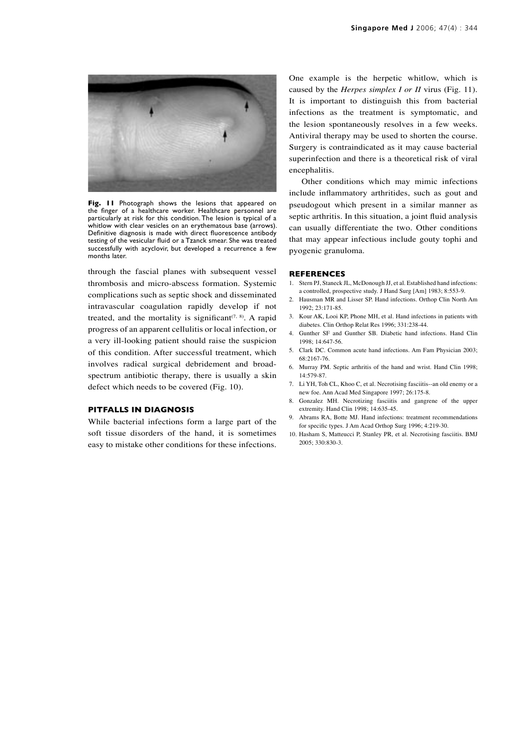**Fig. 11** Photograph shows the lesions that appeared on the finger of a healthcare worker. Healthcare personnel are particularly at risk for this condition. The lesion is typical of a whitlow with clear vesicles on an erythematous base (arrows). Definitive diagnosis is made with direct fluorescence antibody testing of the vesicular fluid or a Tzanck smear. She was treated successfully with acyclovir, but developed a recurrence a few months later.

through the fascial planes with subsequent vessel thrombosis and micro-abscess formation. Systemic complications such as septic shock and disseminated intravascular coagulation rapidly develop if not treated, and the mortality is significant[7, 8]. A rapid progress of an apparent cellulitis or local infection, or a very ill-looking patient should raise the suspicion of this condition. After successful treatment, which involves radical surgical debridement and broad-spectrum antibiotic therapy, there is usually a skin defect which needs to be covered (Fig. 10).

## PITFALLS IN DIAGNOSIS

While bacterial infections form a large part of the soft tissue disorders of the hand, it is sometimes easy to mistake other conditions for these infections. One example is the herpetic whitlow, which is caused by the *Herpes simplex I or II* virus (Fig. 11). It is important to distinguish this from bacterial infections as the treatment is symptomatic, and the lesion spontaneously resolves in a few weeks. Antiviral therapy may be used to shorten the course. Surgery is contraindicated as it may cause bacterial superinfection and there is a theoretical risk of viral encephalitis.

Other conditions which may mimic infections include inflammatory arthritides, such as gout and pseudogout which present in a similar manner as septic arthritis. In this situation, a joint fluid analysis can usually differentiate the two. Other conditions that may appear infectious include gouty tophi and pyogenic granuloma.

## REFERENCES

1. Stern PJ, Staneck JL, McDonough JJ, et al. Established hand infections: a controlled, prospective study. J Hand Surg [Am] 1983; 8:553-9.
2. Hausman MR and Lisser SP. Hand infections. Orthop Clin North Am 1992; 23:171-85.
3. Kour AK, Looi KP, Phone MH, et al. Hand infections in patients with diabetes. Clin Orthop Relat Res 1996; 331:238-44.
4. Gunther SF and Gunther SB. Diabetic hand infections. Hand Clin 1998; 14:647-56.
5. Clark DC. Common acute hand infections. Am Fam Physician 2003; 68:2167-76.
6. Murray PM. Septic arthritis of the hand and wrist. Hand Clin 1998; 14:579-87.
7. Li YH, Toh CL, Khoo C, et al. Necrotising fasciitis--an old enemy or a new foe. Ann Acad Med Singapore 1997; 26:175-8.
8. Gonzalez MH. Necrotizing fasciitis and gangrene of the upper extremity. Hand Clin 1998; 14:635-45.
9. Abrams RA, Botte MJ. Hand infections: treatment recommendations for specific types. J Am Acad Orthop Surg 1996; 4:219-30.
10. Hasham S, Matteucci P, Stanley PR, et al. Necrotising fasciitis. BMJ 2005; 330:830-3.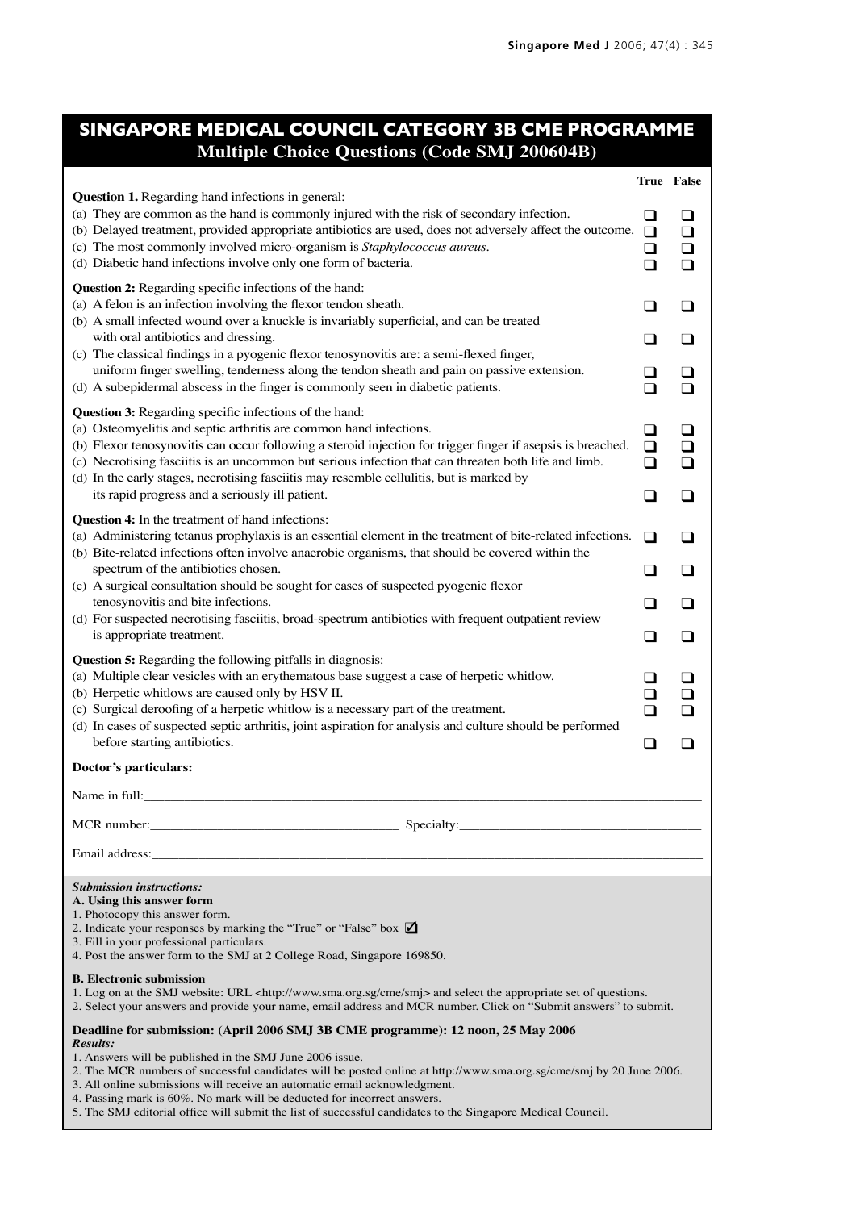# SINGAPORE MEDICAL COUNCIL CATEGORY 3B CME PROGRAMME

## Multiple Choice Questions (Code SMJ 200604B)

| | True | False |
|---|---|---|
| **Question 1.** Regarding hand infections in general: | | |
| (a) They are common as the hand is commonly injured with the risk of secondary infection. | ❑ | ❑ |
| (b) Delayed treatment, provided appropriate antibiotics are used, does not adversely affect the outcome. | ❑ | ❑ |
| (c) The most commonly involved micro-organism is *Staphylococcus aureus*. | ❑ | ❑ |
| (d) Diabetic hand infections involve only one form of bacteria. | ❑ | ❑ |
| **Question 2:** Regarding specific infections of the hand: | | |
| (a) A felon is an infection involving the flexor tendon sheath. | ❑ | ❑ |
| (b) A small infected wound over a knuckle is invariably superficial, and can be treated with oral antibiotics and dressing. | ❑ | ❑ |
| (c) The classical findings in a pyogenic flexor tenosynovitis are: a semi-flexed finger, uniform finger swelling, tenderness along the tendon sheath and pain on passive extension. | ❑ | ❑ |
| (d) A subepidermal abscess in the finger is commonly seen in diabetic patients. | ❑ | ❑ |
| **Question 3:** Regarding specific infections of the hand: | | |
| (a) Osteomyelitis and septic arthritis are common hand infections. | ❑ | ❑ |
| (b) Flexor tenosynovitis can occur following a steroid injection for trigger finger if asepsis is breached. | ❑ | ❑ |
| (c) Necrotising fasciitis is an uncommon but serious infection that can threaten both life and limb. | ❑ | ❑ |
| (d) In the early stages, necrotising fasciitis may resemble cellulitis, but is marked by its rapid progress and a seriously ill patient. | ❑ | ❑ |
| **Question 4:** In the treatment of hand infections: | | |
| (a) Administering tetanus prophylaxis is an essential element in the treatment of bite-related infections. | ❑ | ❑ |
| (b) Bite-related infections often involve anaerobic organisms, that should be covered within the spectrum of the antibiotics chosen. | ❑ | ❑ |
| (c) A surgical consultation should be sought for cases of suspected pyogenic flexor tenosynovitis and bite infections. | ❑ | ❑ |
| (d) For suspected necrotising fasciitis, broad-spectrum antibiotics with frequent outpatient review is appropriate treatment. | ❑ | ❑ |
| **Question 5:** Regarding the following pitfalls in diagnosis: | | |
| (a) Multiple clear vesicles with an erythematous base suggest a case of herpetic whitlow. | ❑ | ❑ |
| (b) Herpetic whitlows are caused only by HSV II. | ❑ | ❑ |
| (c) Surgical deroofing of a herpetic whitlow is a necessary part of the treatment. | ❑ | ❑ |
| (d) In cases of suspected septic arthritis, joint aspiration for analysis and culture should be performed before starting antibiotics. | ❑ | ❑ |

**Doctor's particulars:**

Name in full:\_\_\_\_\_\_\_\_\_\_\_\_\_\_\_\_\_\_\_\_\_\_\_\_\_\_\_\_\_\_\_\_\_\_\_\_\_\_\_\_

MCR number:\_\_\_\_\_\_\_\_\_\_\_\_\_\_\_\_\_\_\_\_ Specialty:\_\_\_\_\_\_\_\_\_\_\_\_\_\_\_\_\_\_\_\_

Email address:\_\_\_\_\_\_\_\_\_\_\_\_\_\_\_\_\_\_\_\_\_\_\_\_\_\_\_\_\_\_\_\_\_\_\_\_\_\_\_\_

***Submission instructions:***

**A. Using this answer form**

1. Photocopy this answer form.
2. Indicate your responses by marking the "True" or "False" box ☑
3. Fill in your professional particulars.
4. Post the answer form to the SMJ at 2 College Road, Singapore 169850.

**B. Electronic submission**

1. Log on at the SMJ website: URL <http://www.sma.org.sg/cme/smj> and select the appropriate set of questions.
2. Select your answers and provide your name, email address and MCR number. Click on "Submit answers" to submit.

**Deadline for submission: (April 2006 SMJ 3B CME programme): 12 noon, 25 May 2006**

***Results:***

1. Answers will be published in the SMJ June 2006 issue.
2. The MCR numbers of successful candidates will be posted online at http://www.sma.org.sg/cme/smj by 20 June 2006.
3. All online submissions will receive an automatic email acknowledgment.
4. Passing mark is 60%. No mark will be deducted for incorrect answers.
5. The SMJ editorial office will submit the list of successful candidates to the Singapore Medical Council.